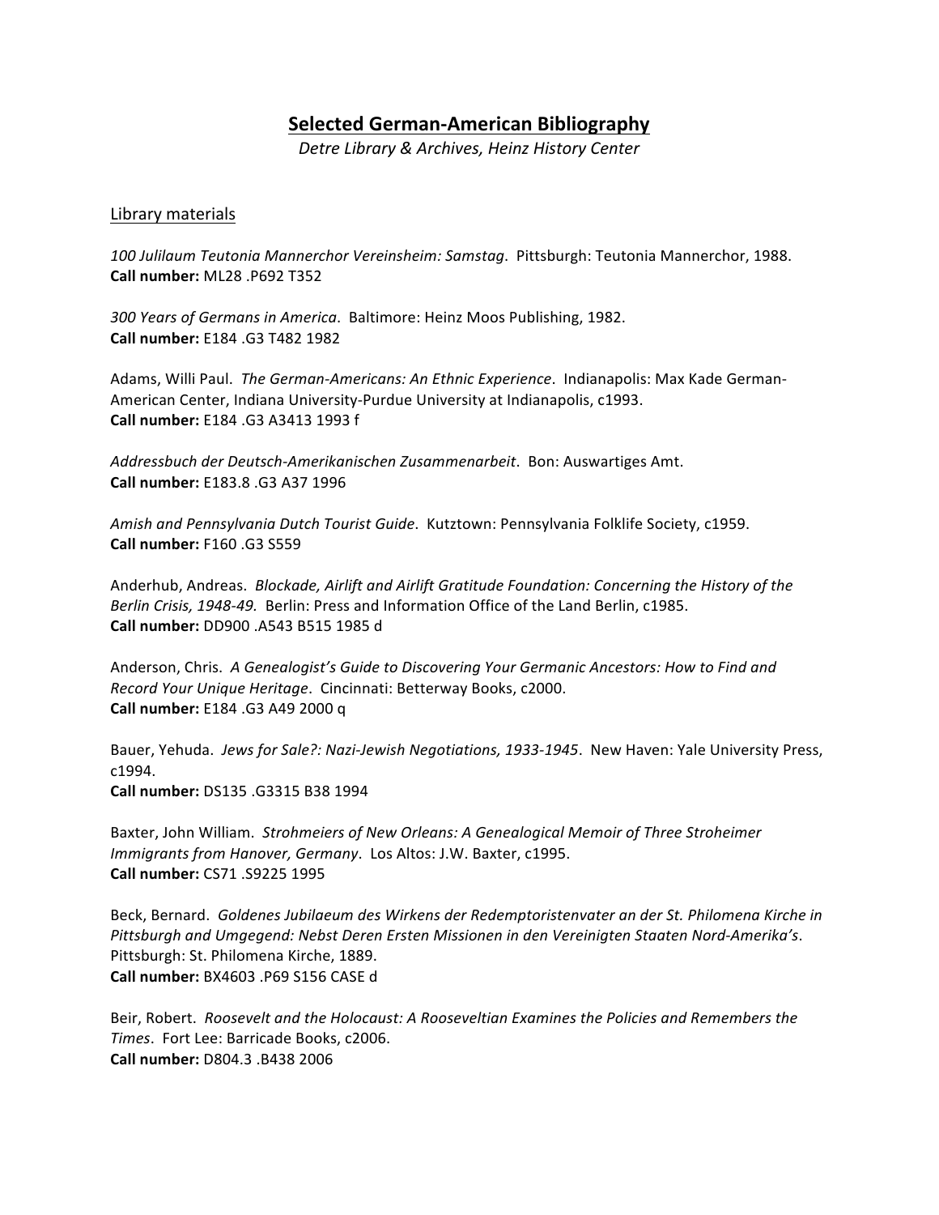# Selected German-American Bibliography

*Detre Library & Archives, Heinz History Center*

## Library materials

*100 Julilaum Teutonia Mannerchor Vereinsheim: Samstag*. Pittsburgh: Teutonia Mannerchor, 1988.
**Call number:** ML28 .P692 T352

*300 Years of Germans in America*. Baltimore: Heinz Moos Publishing, 1982.
**Call number:** E184 .G3 T482 1982

Adams, Willi Paul. *The German-Americans: An Ethnic Experience*. Indianapolis: Max Kade German-American Center, Indiana University-Purdue University at Indianapolis, c1993.
**Call number:** E184 .G3 A3413 1993 f

*Addressbuch der Deutsch-Amerikanischen Zusammenarbeit*. Bon: Auswartiges Amt.
**Call number:** E183.8 .G3 A37 1996

*Amish and Pennsylvania Dutch Tourist Guide*. Kutztown: Pennsylvania Folklife Society, c1959.
**Call number:** F160 .G3 S559

Anderhub, Andreas. *Blockade, Airlift and Airlift Gratitude Foundation: Concerning the History of the Berlin Crisis, 1948-49.* Berlin: Press and Information Office of the Land Berlin, c1985.
**Call number:** DD900 .A543 B515 1985 d

Anderson, Chris. *A Genealogist's Guide to Discovering Your Germanic Ancestors: How to Find and Record Your Unique Heritage*. Cincinnati: Betterway Books, c2000.
**Call number:** E184 .G3 A49 2000 q

Bauer, Yehuda. *Jews for Sale?: Nazi-Jewish Negotiations, 1933-1945*. New Haven: Yale University Press, c1994.
**Call number:** DS135 .G3315 B38 1994

Baxter, John William. *Strohmeiers of New Orleans: A Genealogical Memoir of Three Stroheimer Immigrants from Hanover, Germany*. Los Altos: J.W. Baxter, c1995.
**Call number:** CS71 .S9225 1995

Beck, Bernard. *Goldenes Jubilaeum des Wirkens der Redemptoristenvater an der St. Philomena Kirche in Pittsburgh and Umgegend: Nebst Deren Ersten Missionen in den Vereinigten Staaten Nord-Amerika's*. Pittsburgh: St. Philomena Kirche, 1889.
**Call number:** BX4603 .P69 S156 CASE d

Beir, Robert. *Roosevelt and the Holocaust: A Rooseveltian Examines the Policies and Remembers the Times*. Fort Lee: Barricade Books, c2006.
**Call number:** D804.3 .B438 2006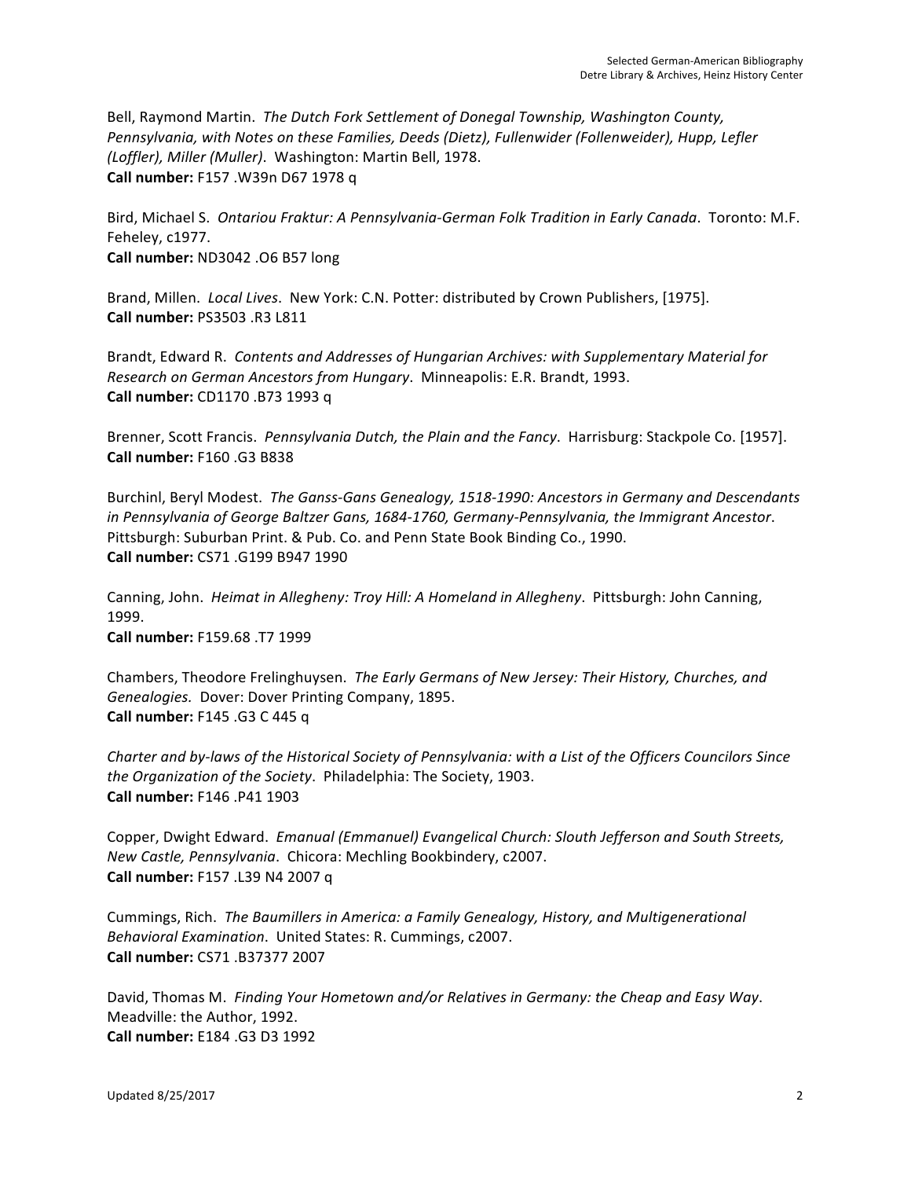Bell, Raymond Martin. *The Dutch Fork Settlement of Donegal Township, Washington County, Pennsylvania, with Notes on these Families, Deeds (Dietz), Fullenwider (Follenweider), Hupp, Lefler (Loffler), Miller (Muller)*. Washington: Martin Bell, 1978.
**Call number:** F157 .W39n D67 1978 q

Bird, Michael S. *Ontariou Fraktur: A Pennsylvania-German Folk Tradition in Early Canada*. Toronto: M.F. Feheley, c1977.
**Call number:** ND3042 .O6 B57 long

Brand, Millen. *Local Lives*. New York: C.N. Potter: distributed by Crown Publishers, [1975].
**Call number:** PS3503 .R3 L811

Brandt, Edward R. *Contents and Addresses of Hungarian Archives: with Supplementary Material for Research on German Ancestors from Hungary*. Minneapolis: E.R. Brandt, 1993.
**Call number:** CD1170 .B73 1993 q

Brenner, Scott Francis. *Pennsylvania Dutch, the Plain and the Fancy*. Harrisburg: Stackpole Co. [1957].
**Call number:** F160 .G3 B838

Burchinl, Beryl Modest. *The Ganss-Gans Genealogy, 1518-1990: Ancestors in Germany and Descendants in Pennsylvania of George Baltzer Gans, 1684-1760, Germany-Pennsylvania, the Immigrant Ancestor*. Pittsburgh: Suburban Print. & Pub. Co. and Penn State Book Binding Co., 1990.
**Call number:** CS71 .G199 B947 1990

Canning, John. *Heimat in Allegheny: Troy Hill: A Homeland in Allegheny*. Pittsburgh: John Canning, 1999.
**Call number:** F159.68 .T7 1999

Chambers, Theodore Frelinghuysen. *The Early Germans of New Jersey: Their History, Churches, and Genealogies.* Dover: Dover Printing Company, 1895.
**Call number:** F145 .G3 C 445 q

*Charter and by-laws of the Historical Society of Pennsylvania: with a List of the Officers Councilors Since the Organization of the Society*. Philadelphia: The Society, 1903.
**Call number:** F146 .P41 1903

Copper, Dwight Edward. *Emanual (Emmanuel) Evangelical Church: Slouth Jefferson and South Streets, New Castle, Pennsylvania*. Chicora: Mechling Bookbindery, c2007.
**Call number:** F157 .L39 N4 2007 q

Cummings, Rich. *The Baumillers in America: a Family Genealogy, History, and Multigenerational Behavioral Examination*. United States: R. Cummings, c2007.
**Call number:** CS71 .B37377 2007

David, Thomas M. *Finding Your Hometown and/or Relatives in Germany: the Cheap and Easy Way*. Meadville: the Author, 1992.
**Call number:** E184 .G3 D3 1992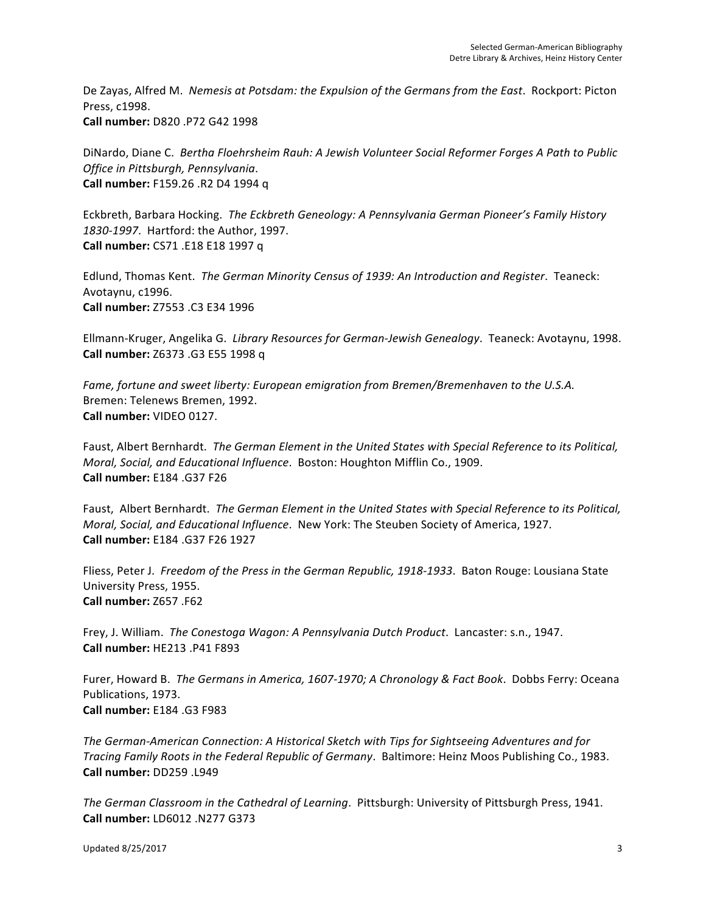De Zayas, Alfred M. *Nemesis at Potsdam: the Expulsion of the Germans from the East*. Rockport: Picton Press, c1998.
**Call number:** D820 .P72 G42 1998

DiNardo, Diane C. *Bertha Floehrsheim Rauh: A Jewish Volunteer Social Reformer Forges A Path to Public Office in Pittsburgh, Pennsylvania*.
**Call number:** F159.26 .R2 D4 1994 q

Eckbreth, Barbara Hocking. *The Eckbreth Geneology: A Pennsylvania German Pioneer's Family History 1830-1997*. Hartford: the Author, 1997.
**Call number:** CS71 .E18 E18 1997 q

Edlund, Thomas Kent. *The German Minority Census of 1939: An Introduction and Register*. Teaneck: Avotaynu, c1996.
**Call number:** Z7553 .C3 E34 1996

Ellmann-Kruger, Angelika G. *Library Resources for German-Jewish Genealogy*. Teaneck: Avotaynu, 1998.
**Call number:** Z6373 .G3 E55 1998 q

*Fame, fortune and sweet liberty: European emigration from Bremen/Bremenhaven to the U.S.A.* Bremen: Telenews Bremen, 1992.
**Call number:** VIDEO 0127.

Faust, Albert Bernhardt. *The German Element in the United States with Special Reference to its Political, Moral, Social, and Educational Influence*. Boston: Houghton Mifflin Co., 1909.
**Call number:** E184 .G37 F26

Faust, Albert Bernhardt. *The German Element in the United States with Special Reference to its Political, Moral, Social, and Educational Influence*. New York: The Steuben Society of America, 1927.
**Call number:** E184 .G37 F26 1927

Fliess, Peter J. *Freedom of the Press in the German Republic, 1918-1933*. Baton Rouge: Lousiana State University Press, 1955.
**Call number:** Z657 .F62

Frey, J. William. *The Conestoga Wagon: A Pennsylvania Dutch Product*. Lancaster: s.n., 1947.
**Call number:** HE213 .P41 F893

Furer, Howard B. *The Germans in America, 1607-1970; A Chronology & Fact Book*. Dobbs Ferry: Oceana Publications, 1973.
**Call number:** E184 .G3 F983

*The German-American Connection: A Historical Sketch with Tips for Sightseeing Adventures and for Tracing Family Roots in the Federal Republic of Germany*. Baltimore: Heinz Moos Publishing Co., 1983.
**Call number:** DD259 .L949

*The German Classroom in the Cathedral of Learning*. Pittsburgh: University of Pittsburgh Press, 1941.
**Call number:** LD6012 .N277 G373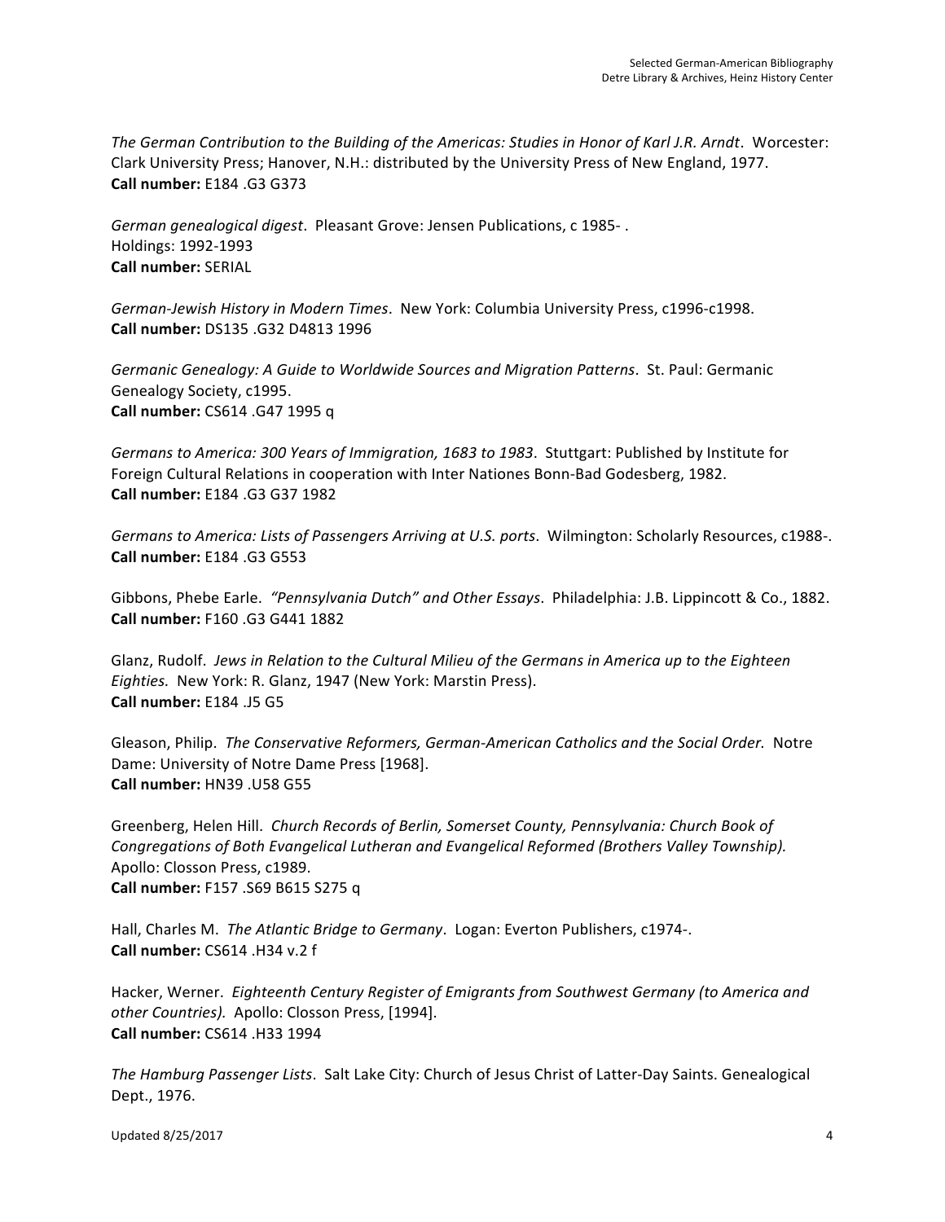*The German Contribution to the Building of the Americas: Studies in Honor of Karl J.R. Arndt*. Worcester: Clark University Press; Hanover, N.H.: distributed by the University Press of New England, 1977.
**Call number:** E184 .G3 G373

*German genealogical digest*. Pleasant Grove: Jensen Publications, c 1985- .
Holdings: 1992-1993
**Call number:** SERIAL

*German-Jewish History in Modern Times*. New York: Columbia University Press, c1996-c1998.
**Call number:** DS135 .G32 D4813 1996

*Germanic Genealogy: A Guide to Worldwide Sources and Migration Patterns*. St. Paul: Germanic Genealogy Society, c1995.
**Call number:** CS614 .G47 1995 q

*Germans to America: 300 Years of Immigration, 1683 to 1983*. Stuttgart: Published by Institute for Foreign Cultural Relations in cooperation with Inter Nationes Bonn-Bad Godesberg, 1982.
**Call number:** E184 .G3 G37 1982

*Germans to America: Lists of Passengers Arriving at U.S. ports*. Wilmington: Scholarly Resources, c1988-.
**Call number:** E184 .G3 G553

Gibbons, Phebe Earle. *"Pennsylvania Dutch" and Other Essays*. Philadelphia: J.B. Lippincott & Co., 1882.
**Call number:** F160 .G3 G441 1882

Glanz, Rudolf. *Jews in Relation to the Cultural Milieu of the Germans in America up to the Eighteen Eighties.* New York: R. Glanz, 1947 (New York: Marstin Press).
**Call number:** E184 .J5 G5

Gleason, Philip. *The Conservative Reformers, German-American Catholics and the Social Order.* Notre Dame: University of Notre Dame Press [1968].
**Call number:** HN39 .U58 G55

Greenberg, Helen Hill. *Church Records of Berlin, Somerset County, Pennsylvania: Church Book of Congregations of Both Evangelical Lutheran and Evangelical Reformed (Brothers Valley Township).* Apollo: Closson Press, c1989.
**Call number:** F157 .S69 B615 S275 q

Hall, Charles M. *The Atlantic Bridge to Germany*. Logan: Everton Publishers, c1974-.
**Call number:** CS614 .H34 v.2 f

Hacker, Werner. *Eighteenth Century Register of Emigrants from Southwest Germany (to America and other Countries).* Apollo: Closson Press, [1994].
**Call number:** CS614 .H33 1994

*The Hamburg Passenger Lists*. Salt Lake City: Church of Jesus Christ of Latter-Day Saints. Genealogical Dept., 1976.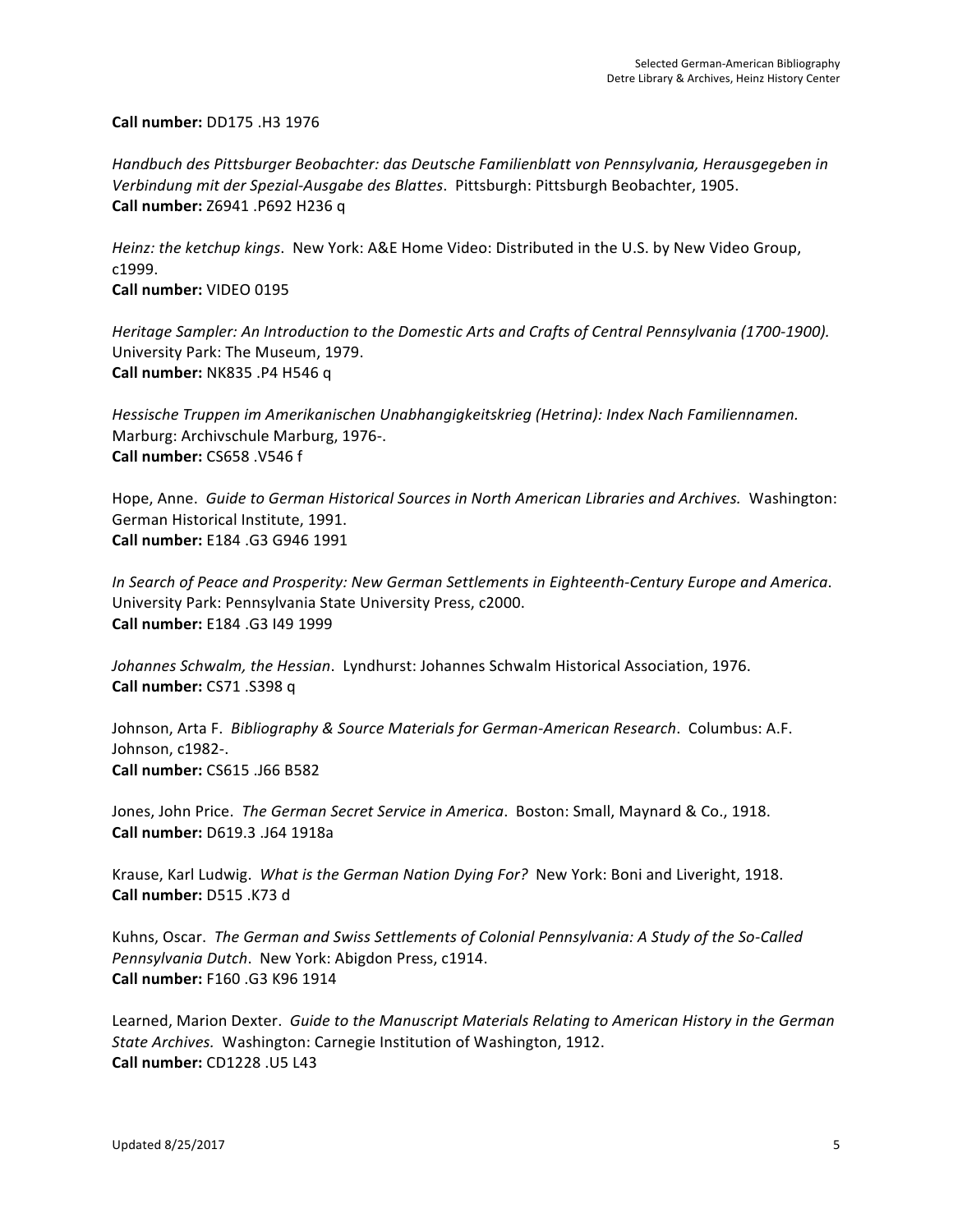**Call number:** DD175 .H3 1976

*Handbuch des Pittsburger Beobachter: das Deutsche Familienblatt von Pennsylvania, Herausgegeben in Verbindung mit der Spezial-Ausgabe des Blattes*. Pittsburgh: Pittsburgh Beobachter, 1905.
**Call number:** Z6941 .P692 H236 q

*Heinz: the ketchup kings*. New York: A&E Home Video: Distributed in the U.S. by New Video Group, c1999.
**Call number:** VIDEO 0195

*Heritage Sampler: An Introduction to the Domestic Arts and Crafts of Central Pennsylvania (1700-1900).* University Park: The Museum, 1979.
**Call number:** NK835 .P4 H546 q

*Hessische Truppen im Amerikanischen Unabhangigkeitskrieg (Hetrina): Index Nach Familiennamen.* Marburg: Archivschule Marburg, 1976-.
**Call number:** CS658 .V546 f

Hope, Anne. *Guide to German Historical Sources in North American Libraries and Archives.* Washington: German Historical Institute, 1991.
**Call number:** E184 .G3 G946 1991

*In Search of Peace and Prosperity: New German Settlements in Eighteenth-Century Europe and America*. University Park: Pennsylvania State University Press, c2000.
**Call number:** E184 .G3 I49 1999

*Johannes Schwalm, the Hessian*. Lyndhurst: Johannes Schwalm Historical Association, 1976.
**Call number:** CS71 .S398 q

Johnson, Arta F. *Bibliography & Source Materials for German-American Research*. Columbus: A.F. Johnson, c1982-.
**Call number:** CS615 .J66 B582

Jones, John Price. *The German Secret Service in America*. Boston: Small, Maynard & Co., 1918.
**Call number:** D619.3 .J64 1918a

Krause, Karl Ludwig. *What is the German Nation Dying For?* New York: Boni and Liveright, 1918.
**Call number:** D515 .K73 d

Kuhns, Oscar. *The German and Swiss Settlements of Colonial Pennsylvania: A Study of the So-Called Pennsylvania Dutch*. New York: Abigdon Press, c1914.
**Call number:** F160 .G3 K96 1914

Learned, Marion Dexter. *Guide to the Manuscript Materials Relating to American History in the German State Archives.* Washington: Carnegie Institution of Washington, 1912.
**Call number:** CD1228 .U5 L43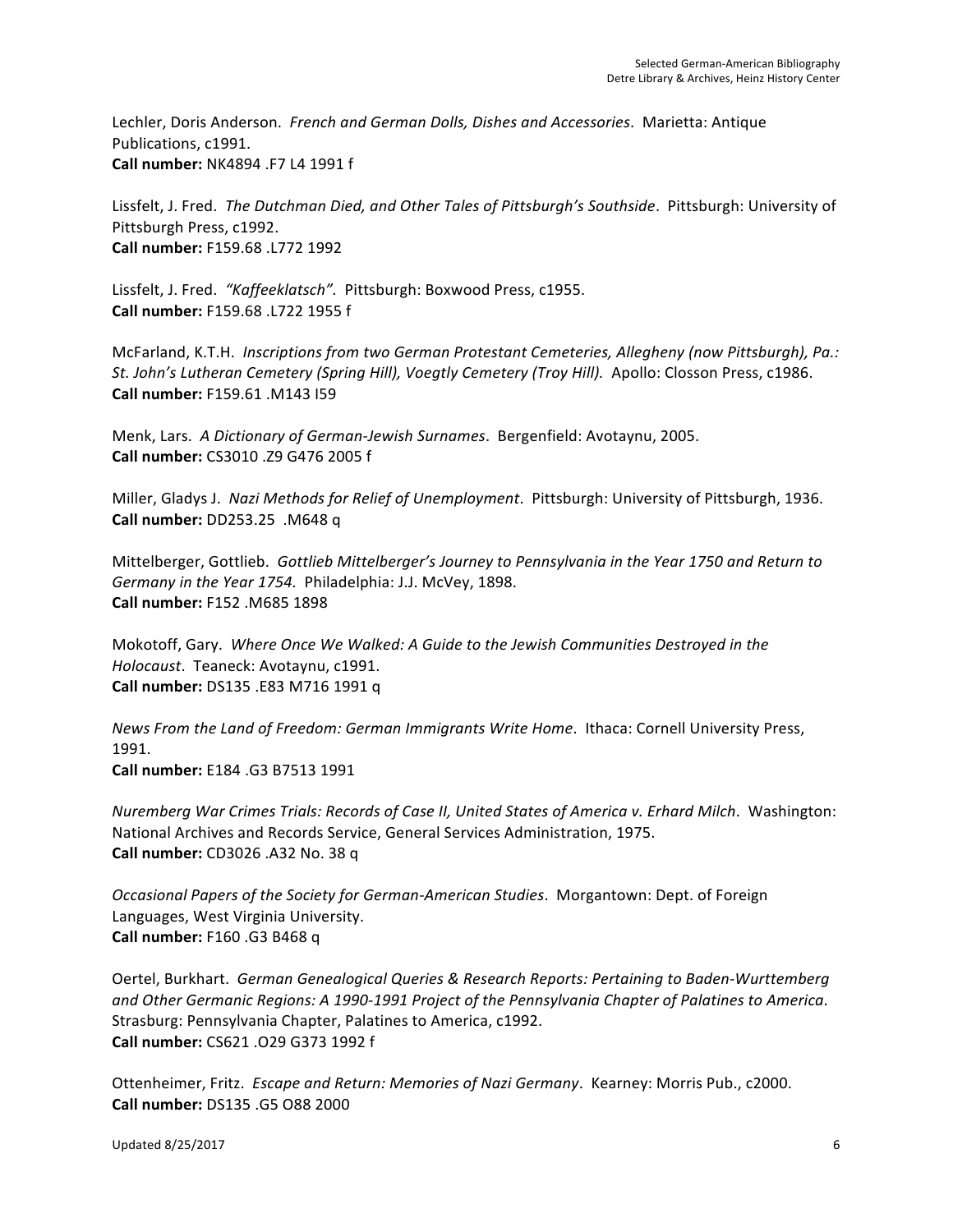Lechler, Doris Anderson. *French and German Dolls, Dishes and Accessories*. Marietta: Antique Publications, c1991.
**Call number:** NK4894 .F7 L4 1991 f

Lissfelt, J. Fred. *The Dutchman Died, and Other Tales of Pittsburgh's Southside*. Pittsburgh: University of Pittsburgh Press, c1992.
**Call number:** F159.68 .L772 1992

Lissfelt, J. Fred. *"Kaffeeklatsch"*. Pittsburgh: Boxwood Press, c1955.
**Call number:** F159.68 .L722 1955 f

McFarland, K.T.H. *Inscriptions from two German Protestant Cemeteries, Allegheny (now Pittsburgh), Pa.: St. John's Lutheran Cemetery (Spring Hill), Voegtly Cemetery (Troy Hill).* Apollo: Closson Press, c1986.
**Call number:** F159.61 .M143 I59

Menk, Lars. *A Dictionary of German-Jewish Surnames*. Bergenfield: Avotaynu, 2005.
**Call number:** CS3010 .Z9 G476 2005 f

Miller, Gladys J. *Nazi Methods for Relief of Unemployment*. Pittsburgh: University of Pittsburgh, 1936.
**Call number:** DD253.25 .M648 q

Mittelberger, Gottlieb. *Gottlieb Mittelberger's Journey to Pennsylvania in the Year 1750 and Return to Germany in the Year 1754.* Philadelphia: J.J. McVey, 1898.
**Call number:** F152 .M685 1898

Mokotoff, Gary. *Where Once We Walked: A Guide to the Jewish Communities Destroyed in the Holocaust*. Teaneck: Avotaynu, c1991.
**Call number:** DS135 .E83 M716 1991 q

*News From the Land of Freedom: German Immigrants Write Home*. Ithaca: Cornell University Press, 1991.
**Call number:** E184 .G3 B7513 1991

*Nuremberg War Crimes Trials: Records of Case II, United States of America v. Erhard Milch*. Washington: National Archives and Records Service, General Services Administration, 1975.
**Call number:** CD3026 .A32 No. 38 q

*Occasional Papers of the Society for German-American Studies*. Morgantown: Dept. of Foreign Languages, West Virginia University.
**Call number:** F160 .G3 B468 q

Oertel, Burkhart. *German Genealogical Queries & Research Reports: Pertaining to Baden-Wurttemberg and Other Germanic Regions: A 1990-1991 Project of the Pennsylvania Chapter of Palatines to America*. Strasburg: Pennsylvania Chapter, Palatines to America, c1992.
**Call number:** CS621 .O29 G373 1992 f

Ottenheimer, Fritz. *Escape and Return: Memories of Nazi Germany*. Kearney: Morris Pub., c2000.
**Call number:** DS135 .G5 O88 2000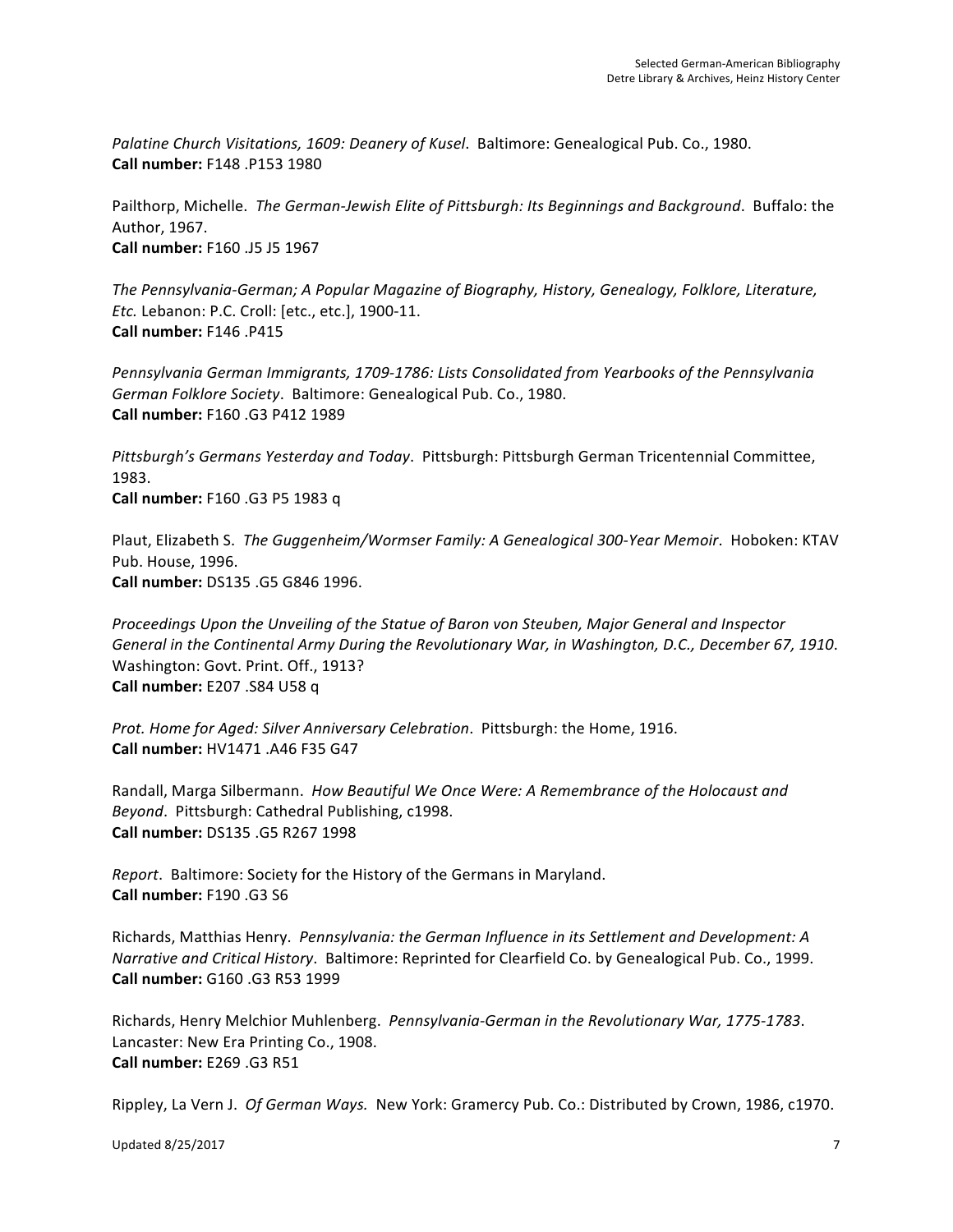*Palatine Church Visitations, 1609: Deanery of Kusel*. Baltimore: Genealogical Pub. Co., 1980.
**Call number:** F148 .P153 1980

Pailthorp, Michelle. *The German-Jewish Elite of Pittsburgh: Its Beginnings and Background*. Buffalo: the Author, 1967.
**Call number:** F160 .J5 J5 1967

*The Pennsylvania-German; A Popular Magazine of Biography, History, Genealogy, Folklore, Literature, Etc.* Lebanon: P.C. Croll: [etc., etc.], 1900-11.
**Call number:** F146 .P415

*Pennsylvania German Immigrants, 1709-1786: Lists Consolidated from Yearbooks of the Pennsylvania German Folklore Society*. Baltimore: Genealogical Pub. Co., 1980.
**Call number:** F160 .G3 P412 1989

*Pittsburgh's Germans Yesterday and Today*. Pittsburgh: Pittsburgh German Tricentennial Committee, 1983.
**Call number:** F160 .G3 P5 1983 q

Plaut, Elizabeth S. *The Guggenheim/Wormser Family: A Genealogical 300-Year Memoir*. Hoboken: KTAV Pub. House, 1996.
**Call number:** DS135 .G5 G846 1996.

*Proceedings Upon the Unveiling of the Statue of Baron von Steuben, Major General and Inspector General in the Continental Army During the Revolutionary War, in Washington, D.C., December 67, 1910*. Washington: Govt. Print. Off., 1913?
**Call number:** E207 .S84 U58 q

*Prot. Home for Aged: Silver Anniversary Celebration*. Pittsburgh: the Home, 1916.
**Call number:** HV1471 .A46 F35 G47

Randall, Marga Silbermann. *How Beautiful We Once Were: A Remembrance of the Holocaust and Beyond*. Pittsburgh: Cathedral Publishing, c1998.
**Call number:** DS135 .G5 R267 1998

*Report*. Baltimore: Society for the History of the Germans in Maryland.
**Call number:** F190 .G3 S6

Richards, Matthias Henry. *Pennsylvania: the German Influence in its Settlement and Development: A Narrative and Critical History*. Baltimore: Reprinted for Clearfield Co. by Genealogical Pub. Co., 1999.
**Call number:** G160 .G3 R53 1999

Richards, Henry Melchior Muhlenberg. *Pennsylvania-German in the Revolutionary War, 1775-1783*. Lancaster: New Era Printing Co., 1908.
**Call number:** E269 .G3 R51

Rippley, La Vern J. *Of German Ways.* New York: Gramercy Pub. Co.: Distributed by Crown, 1986, c1970.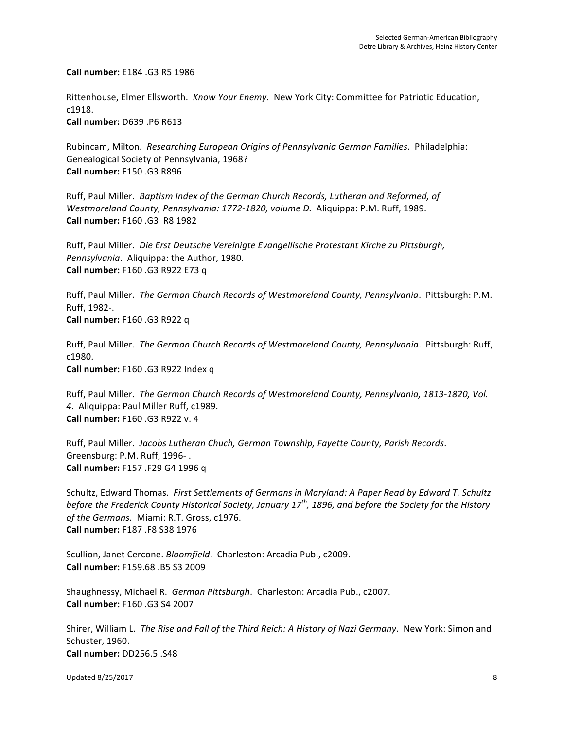**Call number:** E184 .G3 R5 1986

Rittenhouse, Elmer Ellsworth. *Know Your Enemy*. New York City: Committee for Patriotic Education, c1918.
**Call number:** D639 .P6 R613

Rubincam, Milton. *Researching European Origins of Pennsylvania German Families*. Philadelphia: Genealogical Society of Pennsylvania, 1968?
**Call number:** F150 .G3 R896

Ruff, Paul Miller. *Baptism Index of the German Church Records, Lutheran and Reformed, of Westmoreland County, Pennsylvania: 1772-1820, volume D.* Aliquippa: P.M. Ruff, 1989.
**Call number:** F160 .G3 R8 1982

Ruff, Paul Miller. *Die Erst Deutsche Vereinigte Evangellische Protestant Kirche zu Pittsburgh, Pennsylvania*. Aliquippa: the Author, 1980.
**Call number:** F160 .G3 R922 E73 q

Ruff, Paul Miller. *The German Church Records of Westmoreland County, Pennsylvania*. Pittsburgh: P.M. Ruff, 1982-.
**Call number:** F160 .G3 R922 q

Ruff, Paul Miller. *The German Church Records of Westmoreland County, Pennsylvania*. Pittsburgh: Ruff, c1980.
**Call number:** F160 .G3 R922 Index q

Ruff, Paul Miller. *The German Church Records of Westmoreland County, Pennsylvania, 1813-1820, Vol. 4*. Aliquippa: Paul Miller Ruff, c1989.
**Call number:** F160 .G3 R922 v. 4

Ruff, Paul Miller. *Jacobs Lutheran Chuch, German Township, Fayette County, Parish Records*. Greensburg: P.M. Ruff, 1996- .
**Call number:** F157 .F29 G4 1996 q

Schultz, Edward Thomas. *First Settlements of Germans in Maryland: A Paper Read by Edward T. Schultz before the Frederick County Historical Society, January 17th, 1896, and before the Society for the History of the Germans.* Miami: R.T. Gross, c1976.
**Call number:** F187 .F8 S38 1976

Scullion, Janet Cercone. *Bloomfield*. Charleston: Arcadia Pub., c2009.
**Call number:** F159.68 .B5 S3 2009

Shaughnessy, Michael R. *German Pittsburgh*. Charleston: Arcadia Pub., c2007.
**Call number:** F160 .G3 S4 2007

Shirer, William L. *The Rise and Fall of the Third Reich: A History of Nazi Germany*. New York: Simon and Schuster, 1960.
**Call number:** DD256.5 .S48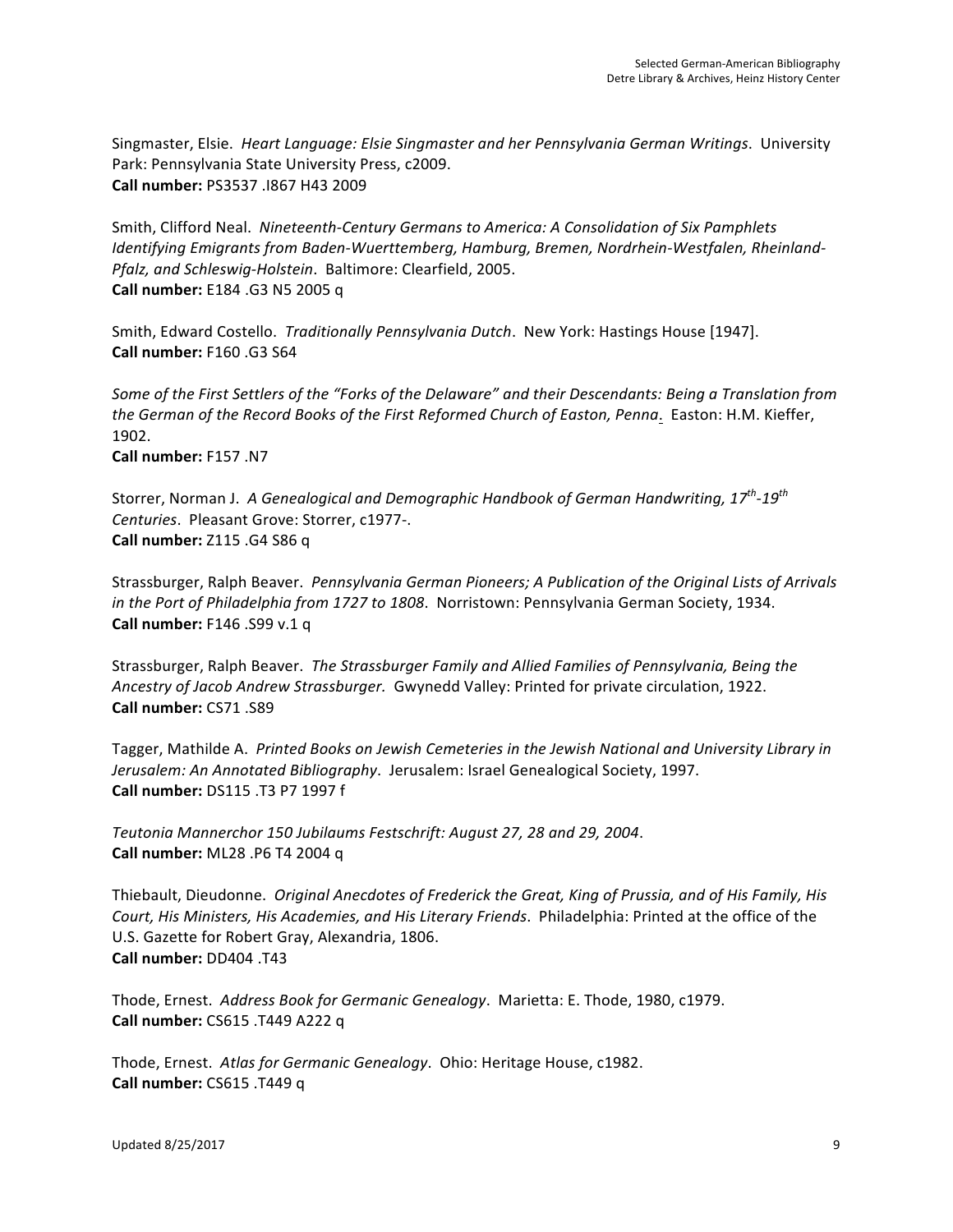Singmaster, Elsie. *Heart Language: Elsie Singmaster and her Pennsylvania German Writings*. University Park: Pennsylvania State University Press, c2009.
**Call number:** PS3537 .I867 H43 2009

Smith, Clifford Neal. *Nineteenth-Century Germans to America: A Consolidation of Six Pamphlets Identifying Emigrants from Baden-Wuerttemberg, Hamburg, Bremen, Nordrhein-Westfalen, Rheinland-Pfalz, and Schleswig-Holstein*. Baltimore: Clearfield, 2005.
**Call number:** E184 .G3 N5 2005 q

Smith, Edward Costello. *Traditionally Pennsylvania Dutch*. New York: Hastings House [1947].
**Call number:** F160 .G3 S64

*Some of the First Settlers of the "Forks of the Delaware" and their Descendants: Being a Translation from the German of the Record Books of the First Reformed Church of Easton, Penna*. Easton: H.M. Kieffer, 1902.
**Call number:** F157 .N7

Storrer, Norman J. *A Genealogical and Demographic Handbook of German Handwriting, 17th-19th Centuries*. Pleasant Grove: Storrer, c1977-.
**Call number:** Z115 .G4 S86 q

Strassburger, Ralph Beaver. *Pennsylvania German Pioneers; A Publication of the Original Lists of Arrivals in the Port of Philadelphia from 1727 to 1808*. Norristown: Pennsylvania German Society, 1934.
**Call number:** F146 .S99 v.1 q

Strassburger, Ralph Beaver. *The Strassburger Family and Allied Families of Pennsylvania, Being the Ancestry of Jacob Andrew Strassburger.* Gwynedd Valley: Printed for private circulation, 1922.
**Call number:** CS71 .S89

Tagger, Mathilde A. *Printed Books on Jewish Cemeteries in the Jewish National and University Library in Jerusalem: An Annotated Bibliography*. Jerusalem: Israel Genealogical Society, 1997.
**Call number:** DS115 .T3 P7 1997 f

*Teutonia Mannerchor 150 Jubilaums Festschrift: August 27, 28 and 29, 2004*.
**Call number:** ML28 .P6 T4 2004 q

Thiebault, Dieudonne. *Original Anecdotes of Frederick the Great, King of Prussia, and of His Family, His Court, His Ministers, His Academies, and His Literary Friends*. Philadelphia: Printed at the office of the U.S. Gazette for Robert Gray, Alexandria, 1806.
**Call number:** DD404 .T43

Thode, Ernest. *Address Book for Germanic Genealogy*. Marietta: E. Thode, 1980, c1979.
**Call number:** CS615 .T449 A222 q

Thode, Ernest. *Atlas for Germanic Genealogy*. Ohio: Heritage House, c1982.
**Call number:** CS615 .T449 q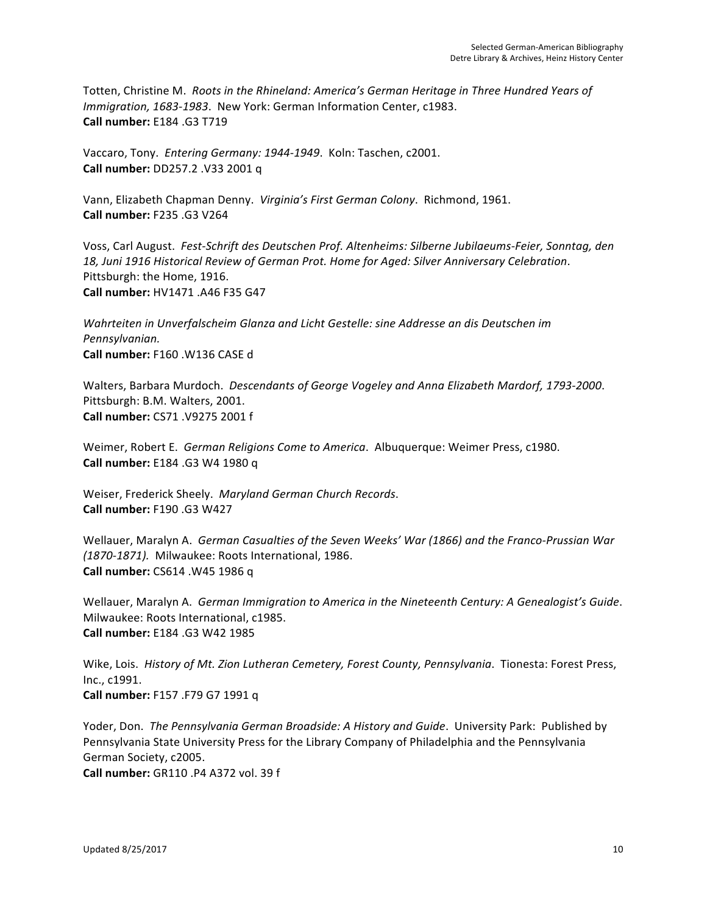Totten, Christine M. *Roots in the Rhineland: America's German Heritage in Three Hundred Years of Immigration, 1683-1983*. New York: German Information Center, c1983.
**Call number:** E184 .G3 T719

Vaccaro, Tony. *Entering Germany: 1944-1949*. Koln: Taschen, c2001.
**Call number:** DD257.2 .V33 2001 q

Vann, Elizabeth Chapman Denny. *Virginia's First German Colony*. Richmond, 1961.
**Call number:** F235 .G3 V264

Voss, Carl August. *Fest-Schrift des Deutschen Prof. Altenheims: Silberne Jubilaeums-Feier, Sonntag, den 18, Juni 1916 Historical Review of German Prot. Home for Aged: Silver Anniversary Celebration*. Pittsburgh: the Home, 1916.
**Call number:** HV1471 .A46 F35 G47

*Wahrteiten in Unverfalscheim Glanza and Licht Gestelle: sine Addresse an dis Deutschen im Pennsylvanian.*
**Call number:** F160 .W136 CASE d

Walters, Barbara Murdoch. *Descendants of George Vogeley and Anna Elizabeth Mardorf, 1793-2000*. Pittsburgh: B.M. Walters, 2001.
**Call number:** CS71 .V9275 2001 f

Weimer, Robert E. *German Religions Come to America*. Albuquerque: Weimer Press, c1980.
**Call number:** E184 .G3 W4 1980 q

Weiser, Frederick Sheely. *Maryland German Church Records*.
**Call number:** F190 .G3 W427

Wellauer, Maralyn A. *German Casualties of the Seven Weeks' War (1866) and the Franco-Prussian War (1870-1871).* Milwaukee: Roots International, 1986.
**Call number:** CS614 .W45 1986 q

Wellauer, Maralyn A. *German Immigration to America in the Nineteenth Century: A Genealogist's Guide*. Milwaukee: Roots International, c1985.
**Call number:** E184 .G3 W42 1985

Wike, Lois. *History of Mt. Zion Lutheran Cemetery, Forest County, Pennsylvania*. Tionesta: Forest Press, Inc., c1991.
**Call number:** F157 .F79 G7 1991 q

Yoder, Don. *The Pennsylvania German Broadside: A History and Guide*. University Park: Published by Pennsylvania State University Press for the Library Company of Philadelphia and the Pennsylvania German Society, c2005.
**Call number:** GR110 .P4 A372 vol. 39 f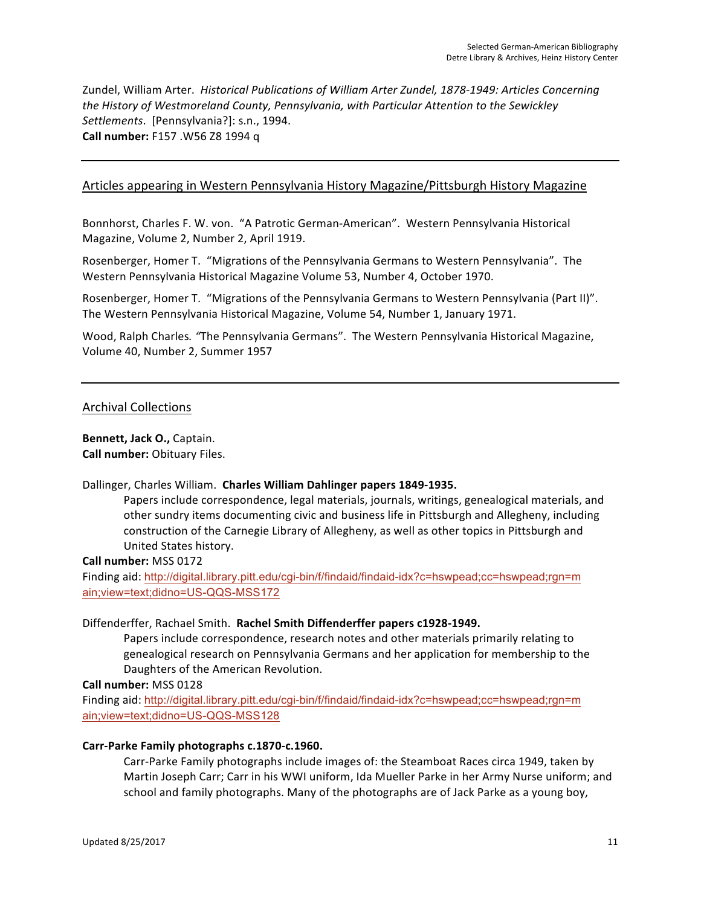Zundel, William Arter. *Historical Publications of William Arter Zundel, 1878-1949: Articles Concerning the History of Westmoreland County, Pennsylvania, with Particular Attention to the Sewickley Settlements*. [Pennsylvania?]: s.n., 1994.
**Call number:** F157 .W56 Z8 1994 q

---

## Articles appearing in Western Pennsylvania History Magazine/Pittsburgh History Magazine

Bonnhorst, Charles F. W. von. "A Patrotic German-American". Western Pennsylvania Historical Magazine, Volume 2, Number 2, April 1919.

Rosenberger, Homer T. "Migrations of the Pennsylvania Germans to Western Pennsylvania". The Western Pennsylvania Historical Magazine Volume 53, Number 4, October 1970.

Rosenberger, Homer T. "Migrations of the Pennsylvania Germans to Western Pennsylvania (Part II)". The Western Pennsylvania Historical Magazine, Volume 54, Number 1, January 1971.

Wood, Ralph Charles*. "*The Pennsylvania Germans". The Western Pennsylvania Historical Magazine, Volume 40, Number 2, Summer 1957

---

## Archival Collections

**Bennett, Jack O.,** Captain.
**Call number:** Obituary Files.

Dallinger, Charles William. **Charles William Dahlinger papers 1849-1935.**

> Papers include correspondence, legal materials, journals, writings, genealogical materials, and other sundry items documenting civic and business life in Pittsburgh and Allegheny, including construction of the Carnegie Library of Allegheny, as well as other topics in Pittsburgh and United States history.

**Call number:** MSS 0172
Finding aid: http://digital.library.pitt.edu/cgi-bin/f/findaid/findaid-idx?c=hswpead;cc=hswpead;rgn=main;view=text;didno=US-QQS-MSS172

Diffenderffer, Rachael Smith. **Rachel Smith Diffenderffer papers c1928-1949.**

> Papers include correspondence, research notes and other materials primarily relating to genealogical research on Pennsylvania Germans and her application for membership to the Daughters of the American Revolution.

**Call number:** MSS 0128
Finding aid: http://digital.library.pitt.edu/cgi-bin/f/findaid/findaid-idx?c=hswpead;cc=hswpead;rgn=main;view=text;didno=US-QQS-MSS128

**Carr-Parke Family photographs c.1870-c.1960.**

> Carr-Parke Family photographs include images of: the Steamboat Races circa 1949, taken by Martin Joseph Carr; Carr in his WWI uniform, Ida Mueller Parke in her Army Nurse uniform; and school and family photographs. Many of the photographs are of Jack Parke as a young boy,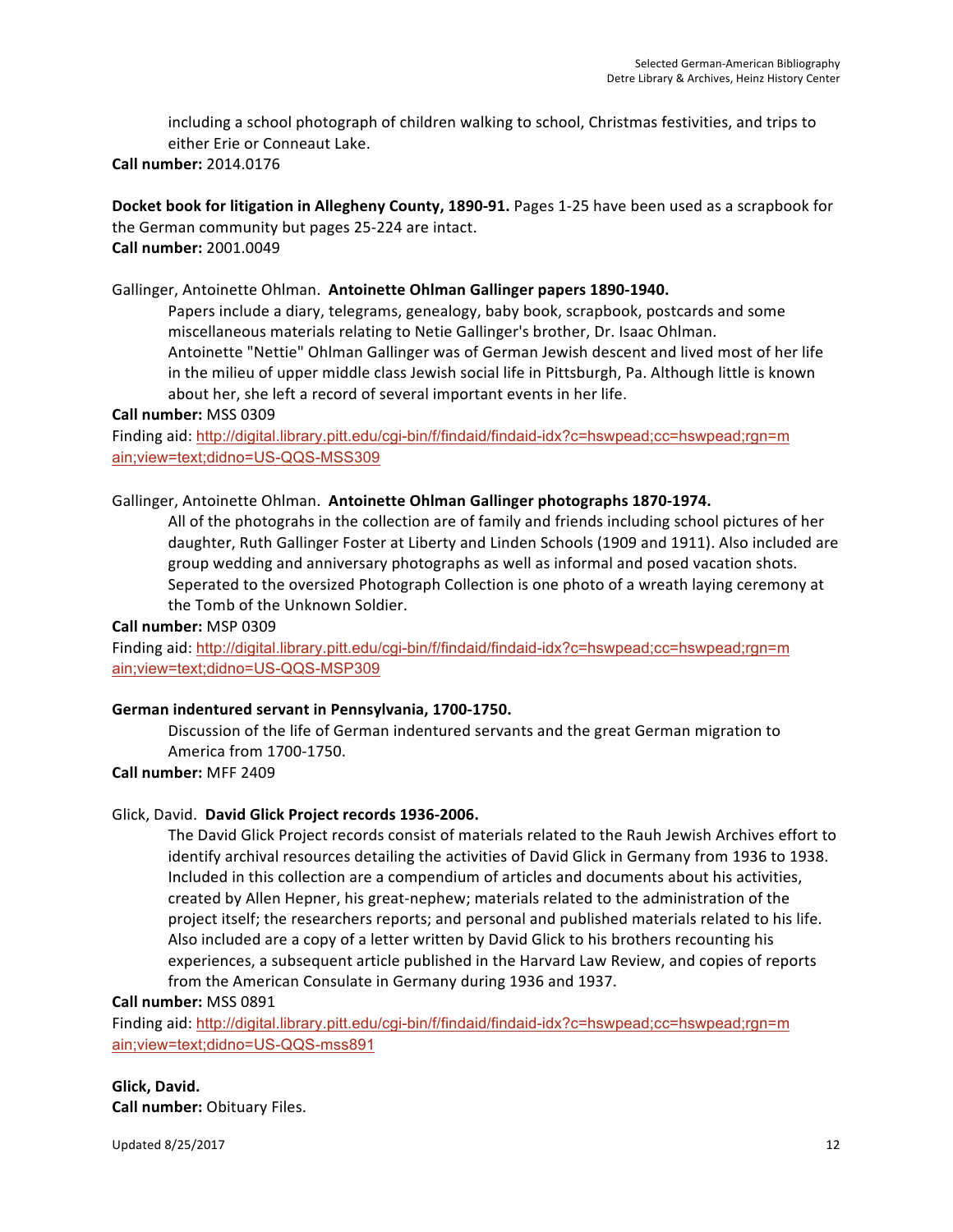including a school photograph of children walking to school, Christmas festivities, and trips to either Erie or Conneaut Lake.

**Call number:** 2014.0176

**Docket book for litigation in Allegheny County, 1890-91.** Pages 1-25 have been used as a scrapbook for the German community but pages 25-224 are intact.
**Call number:** 2001.0049

Gallinger, Antoinette Ohlman. **Antoinette Ohlman Gallinger papers 1890-1940.**

Papers include a diary, telegrams, genealogy, baby book, scrapbook, postcards and some miscellaneous materials relating to Netie Gallinger's brother, Dr. Isaac Ohlman. Antoinette "Nettie" Ohlman Gallinger was of German Jewish descent and lived most of her life in the milieu of upper middle class Jewish social life in Pittsburgh, Pa. Although little is known about her, she left a record of several important events in her life.

**Call number:** MSS 0309
Finding aid: http://digital.library.pitt.edu/cgi-bin/f/findaid/findaid-idx?c=hswpead;cc=hswpead;rgn=main;view=text;didno=US-QQS-MSS309

Gallinger, Antoinette Ohlman. **Antoinette Ohlman Gallinger photographs 1870-1974.**

All of the photograhs in the collection are of family and friends including school pictures of her daughter, Ruth Gallinger Foster at Liberty and Linden Schools (1909 and 1911). Also included are group wedding and anniversary photographs as well as informal and posed vacation shots. Seperated to the oversized Photograph Collection is one photo of a wreath laying ceremony at the Tomb of the Unknown Soldier.

**Call number:** MSP 0309
Finding aid: http://digital.library.pitt.edu/cgi-bin/f/findaid/findaid-idx?c=hswpead;cc=hswpead;rgn=main;view=text;didno=US-QQS-MSP309

**German indentured servant in Pennsylvania, 1700-1750.**

Discussion of the life of German indentured servants and the great German migration to America from 1700-1750.

**Call number:** MFF 2409

Glick, David. **David Glick Project records 1936-2006.**

The David Glick Project records consist of materials related to the Rauh Jewish Archives effort to identify archival resources detailing the activities of David Glick in Germany from 1936 to 1938. Included in this collection are a compendium of articles and documents about his activities, created by Allen Hepner, his great-nephew; materials related to the administration of the project itself; the researchers reports; and personal and published materials related to his life. Also included are a copy of a letter written by David Glick to his brothers recounting his experiences, a subsequent article published in the Harvard Law Review, and copies of reports from the American Consulate in Germany during 1936 and 1937.

**Call number:** MSS 0891
Finding aid: http://digital.library.pitt.edu/cgi-bin/f/findaid/findaid-idx?c=hswpead;cc=hswpead;rgn=main;view=text;didno=US-QQS-mss891

**Glick, David.**
**Call number:** Obituary Files.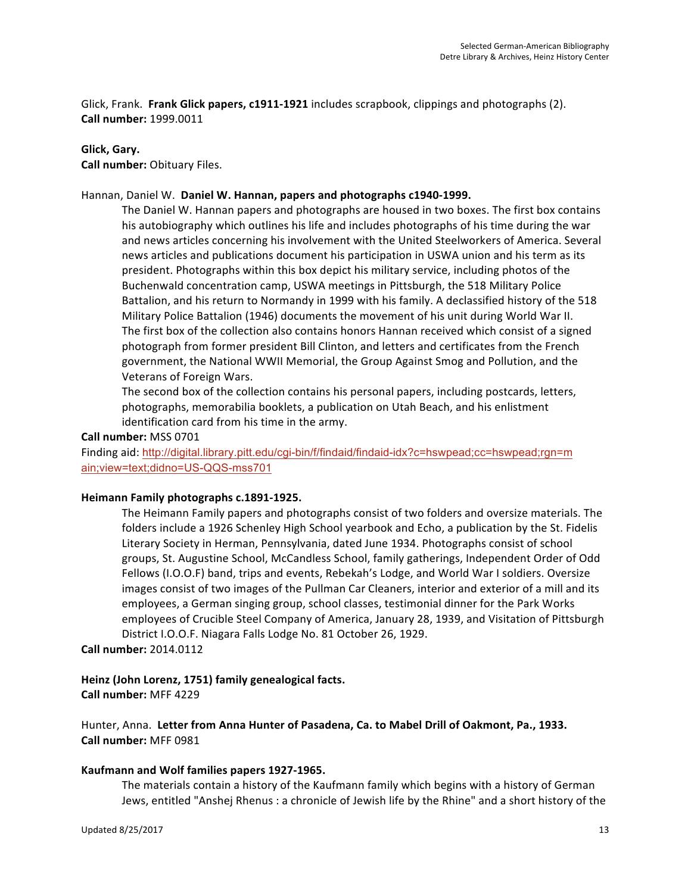Glick, Frank. **Frank Glick papers, c1911-1921** includes scrapbook, clippings and photographs (2).
**Call number:** 1999.0011

**Glick, Gary.**
**Call number:** Obituary Files.

Hannan, Daniel W. **Daniel W. Hannan, papers and photographs c1940-1999.**

> The Daniel W. Hannan papers and photographs are housed in two boxes. The first box contains his autobiography which outlines his life and includes photographs of his time during the war and news articles concerning his involvement with the United Steelworkers of America. Several news articles and publications document his participation in USWA union and his term as its president. Photographs within this box depict his military service, including photos of the Buchenwald concentration camp, USWA meetings in Pittsburgh, the 518 Military Police Battalion, and his return to Normandy in 1999 with his family. A declassified history of the 518 Military Police Battalion (1946) documents the movement of his unit during World War II. The first box of the collection also contains honors Hannan received which consist of a signed photograph from former president Bill Clinton, and letters and certificates from the French government, the National WWII Memorial, the Group Against Smog and Pollution, and the Veterans of Foreign Wars.
>
> The second box of the collection contains his personal papers, including postcards, letters, photographs, memorabilia booklets, a publication on Utah Beach, and his enlistment identification card from his time in the army.

**Call number:** MSS 0701
Finding aid: http://digital.library.pitt.edu/cgi-bin/f/findaid/findaid-idx?c=hswpead;cc=hswpead;rgn=main;view=text;didno=US-QQS-mss701

**Heimann Family photographs c.1891-1925.**

> The Heimann Family papers and photographs consist of two folders and oversize materials. The folders include a 1926 Schenley High School yearbook and Echo, a publication by the St. Fidelis Literary Society in Herman, Pennsylvania, dated June 1934. Photographs consist of school groups, St. Augustine School, McCandless School, family gatherings, Independent Order of Odd Fellows (I.O.O.F) band, trips and events, Rebekah's Lodge, and World War I soldiers. Oversize images consist of two images of the Pullman Car Cleaners, interior and exterior of a mill and its employees, a German singing group, school classes, testimonial dinner for the Park Works employees of Crucible Steel Company of America, January 28, 1939, and Visitation of Pittsburgh District I.O.O.F. Niagara Falls Lodge No. 81 October 26, 1929.

**Call number:** 2014.0112

**Heinz (John Lorenz, 1751) family genealogical facts.**
**Call number:** MFF 4229

Hunter, Anna. **Letter from Anna Hunter of Pasadena, Ca. to Mabel Drill of Oakmont, Pa., 1933.**
**Call number:** MFF 0981

**Kaufmann and Wolf families papers 1927-1965.**

> The materials contain a history of the Kaufmann family which begins with a history of German Jews, entitled "Anshej Rhenus : a chronicle of Jewish life by the Rhine" and a short history of the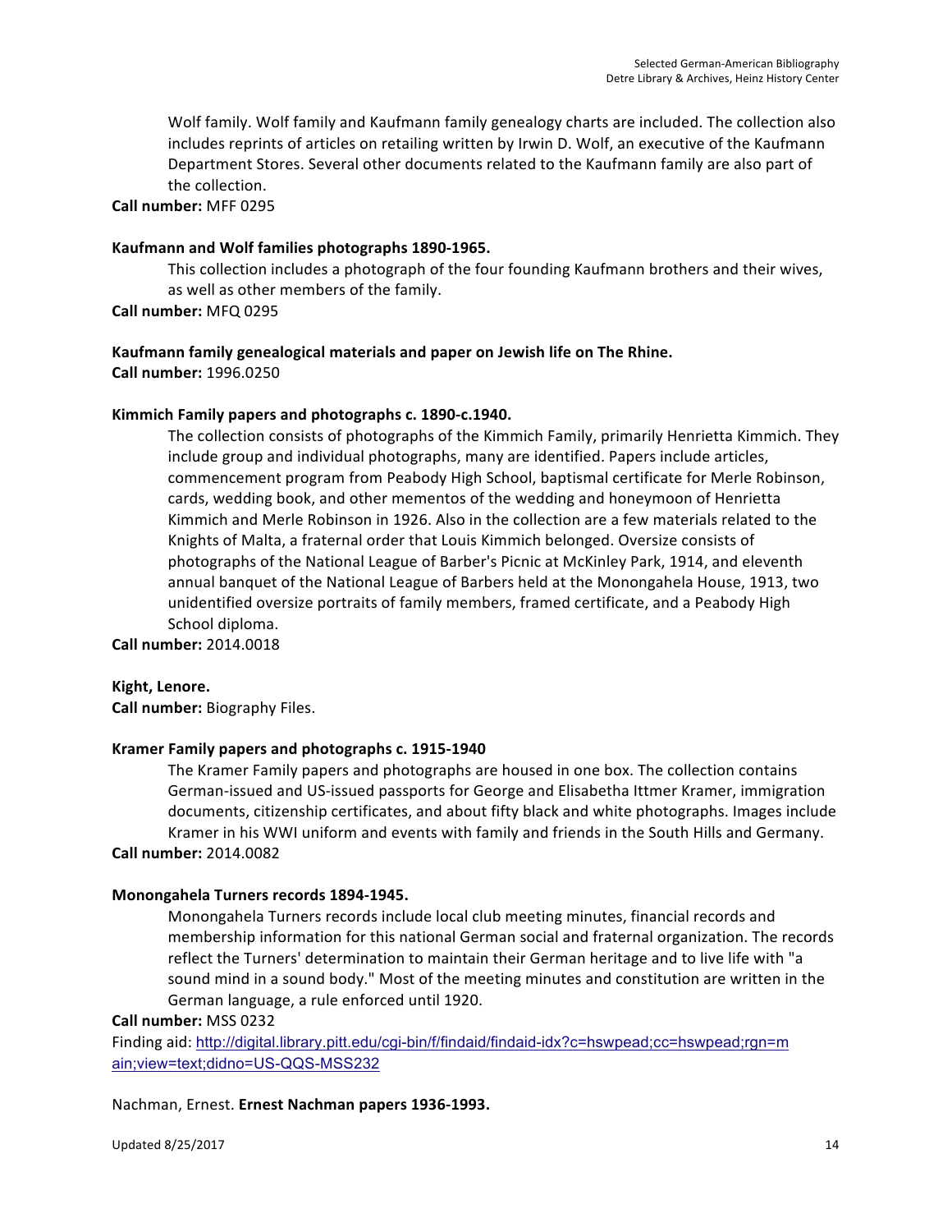Wolf family. Wolf family and Kaufmann family genealogy charts are included. The collection also includes reprints of articles on retailing written by Irwin D. Wolf, an executive of the Kaufmann Department Stores. Several other documents related to the Kaufmann family are also part of the collection.

**Call number:** MFF 0295

**Kaufmann and Wolf families photographs 1890-1965.**

This collection includes a photograph of the four founding Kaufmann brothers and their wives, as well as other members of the family.

**Call number:** MFQ 0295

**Kaufmann family genealogical materials and paper on Jewish life on The Rhine.**

**Call number:** 1996.0250

**Kimmich Family papers and photographs c. 1890-c.1940.**

The collection consists of photographs of the Kimmich Family, primarily Henrietta Kimmich. They include group and individual photographs, many are identified. Papers include articles, commencement program from Peabody High School, baptismal certificate for Merle Robinson, cards, wedding book, and other mementos of the wedding and honeymoon of Henrietta Kimmich and Merle Robinson in 1926. Also in the collection are a few materials related to the Knights of Malta, a fraternal order that Louis Kimmich belonged. Oversize consists of photographs of the National League of Barber's Picnic at McKinley Park, 1914, and eleventh annual banquet of the National League of Barbers held at the Monongahela House, 1913, two unidentified oversize portraits of family members, framed certificate, and a Peabody High School diploma.

**Call number:** 2014.0018

**Kight, Lenore.**

**Call number:** Biography Files.

**Kramer Family papers and photographs c. 1915-1940**

The Kramer Family papers and photographs are housed in one box. The collection contains German-issued and US-issued passports for George and Elisabetha Ittmer Kramer, immigration documents, citizenship certificates, and about fifty black and white photographs. Images include Kramer in his WWI uniform and events with family and friends in the South Hills and Germany.

**Call number:** 2014.0082

**Monongahela Turners records 1894-1945.**

Monongahela Turners records include local club meeting minutes, financial records and membership information for this national German social and fraternal organization. The records reflect the Turners' determination to maintain their German heritage and to live life with "a sound mind in a sound body." Most of the meeting minutes and constitution are written in the German language, a rule enforced until 1920.

**Call number:** MSS 0232

Finding aid: http://digital.library.pitt.edu/cgi-bin/f/findaid/findaid-idx?c=hswpead;cc=hswpead;rgn=main;view=text;didno=US-QQS-MSS232

Nachman, Ernest. **Ernest Nachman papers 1936-1993.**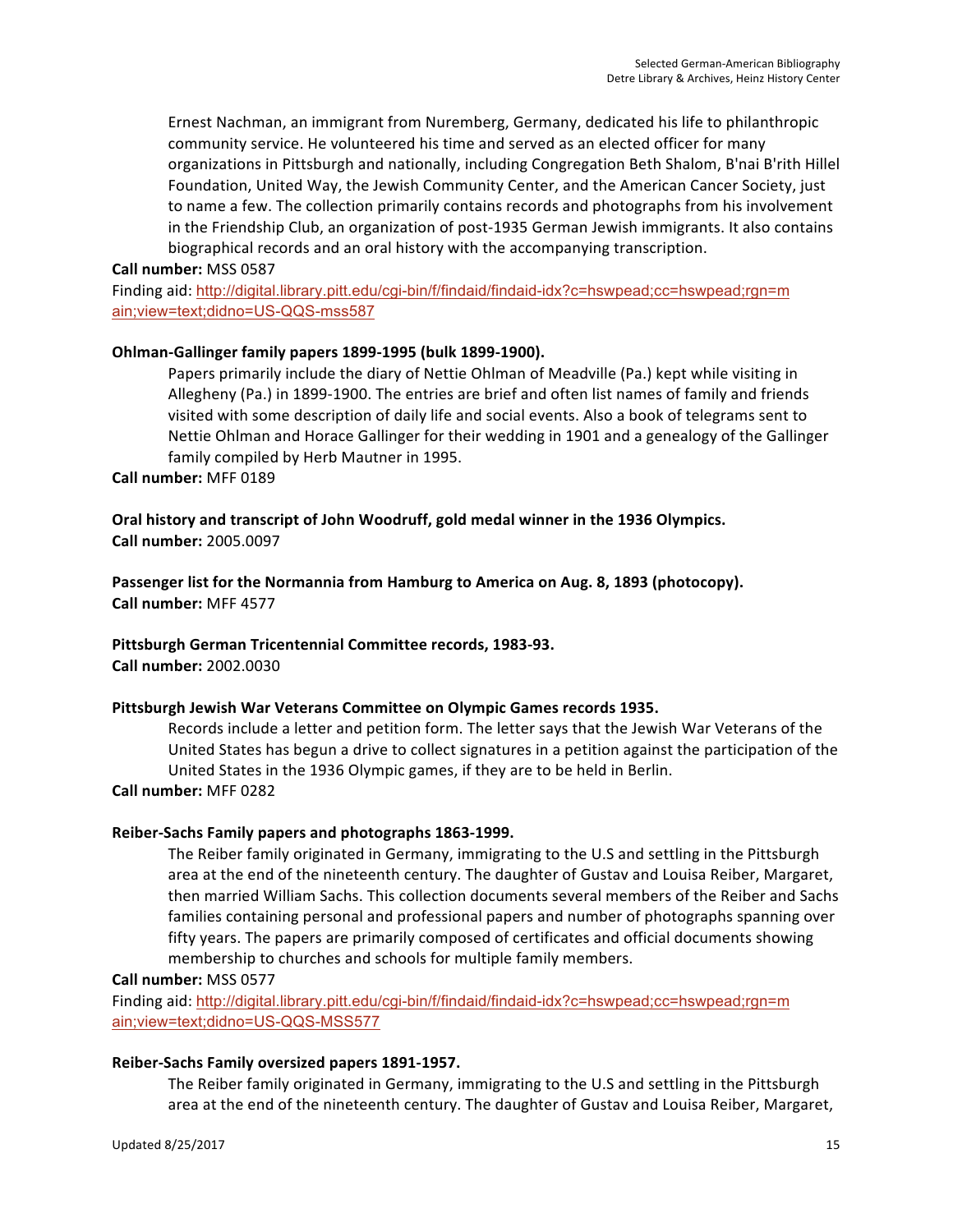Ernest Nachman, an immigrant from Nuremberg, Germany, dedicated his life to philanthropic community service. He volunteered his time and served as an elected officer for many organizations in Pittsburgh and nationally, including Congregation Beth Shalom, B'nai B'rith Hillel Foundation, United Way, the Jewish Community Center, and the American Cancer Society, just to name a few. The collection primarily contains records and photographs from his involvement in the Friendship Club, an organization of post-1935 German Jewish immigrants. It also contains biographical records and an oral history with the accompanying transcription.

**Call number:** MSS 0587

Finding aid: http://digital.library.pitt.edu/cgi-bin/f/findaid/findaid-idx?c=hswpead;cc=hswpead;rgn=main;view=text;didno=US-QQS-mss587

**Ohlman-Gallinger family papers 1899-1995 (bulk 1899-1900).**

Papers primarily include the diary of Nettie Ohlman of Meadville (Pa.) kept while visiting in Allegheny (Pa.) in 1899-1900. The entries are brief and often list names of family and friends visited with some description of daily life and social events. Also a book of telegrams sent to Nettie Ohlman and Horace Gallinger for their wedding in 1901 and a genealogy of the Gallinger family compiled by Herb Mautner in 1995.

**Call number:** MFF 0189

**Oral history and transcript of John Woodruff, gold medal winner in the 1936 Olympics.**

**Call number:** 2005.0097

**Passenger list for the Normannia from Hamburg to America on Aug. 8, 1893 (photocopy).**

**Call number:** MFF 4577

**Pittsburgh German Tricentennial Committee records, 1983-93.**

**Call number:** 2002.0030

**Pittsburgh Jewish War Veterans Committee on Olympic Games records 1935.**

Records include a letter and petition form. The letter says that the Jewish War Veterans of the United States has begun a drive to collect signatures in a petition against the participation of the United States in the 1936 Olympic games, if they are to be held in Berlin.

**Call number:** MFF 0282

**Reiber-Sachs Family papers and photographs 1863-1999.**

The Reiber family originated in Germany, immigrating to the U.S and settling in the Pittsburgh area at the end of the nineteenth century. The daughter of Gustav and Louisa Reiber, Margaret, then married William Sachs. This collection documents several members of the Reiber and Sachs families containing personal and professional papers and number of photographs spanning over fifty years. The papers are primarily composed of certificates and official documents showing membership to churches and schools for multiple family members.

**Call number:** MSS 0577

Finding aid: http://digital.library.pitt.edu/cgi-bin/f/findaid/findaid-idx?c=hswpead;cc=hswpead;rgn=main;view=text;didno=US-QQS-MSS577

**Reiber-Sachs Family oversized papers 1891-1957.**

The Reiber family originated in Germany, immigrating to the U.S and settling in the Pittsburgh area at the end of the nineteenth century. The daughter of Gustav and Louisa Reiber, Margaret,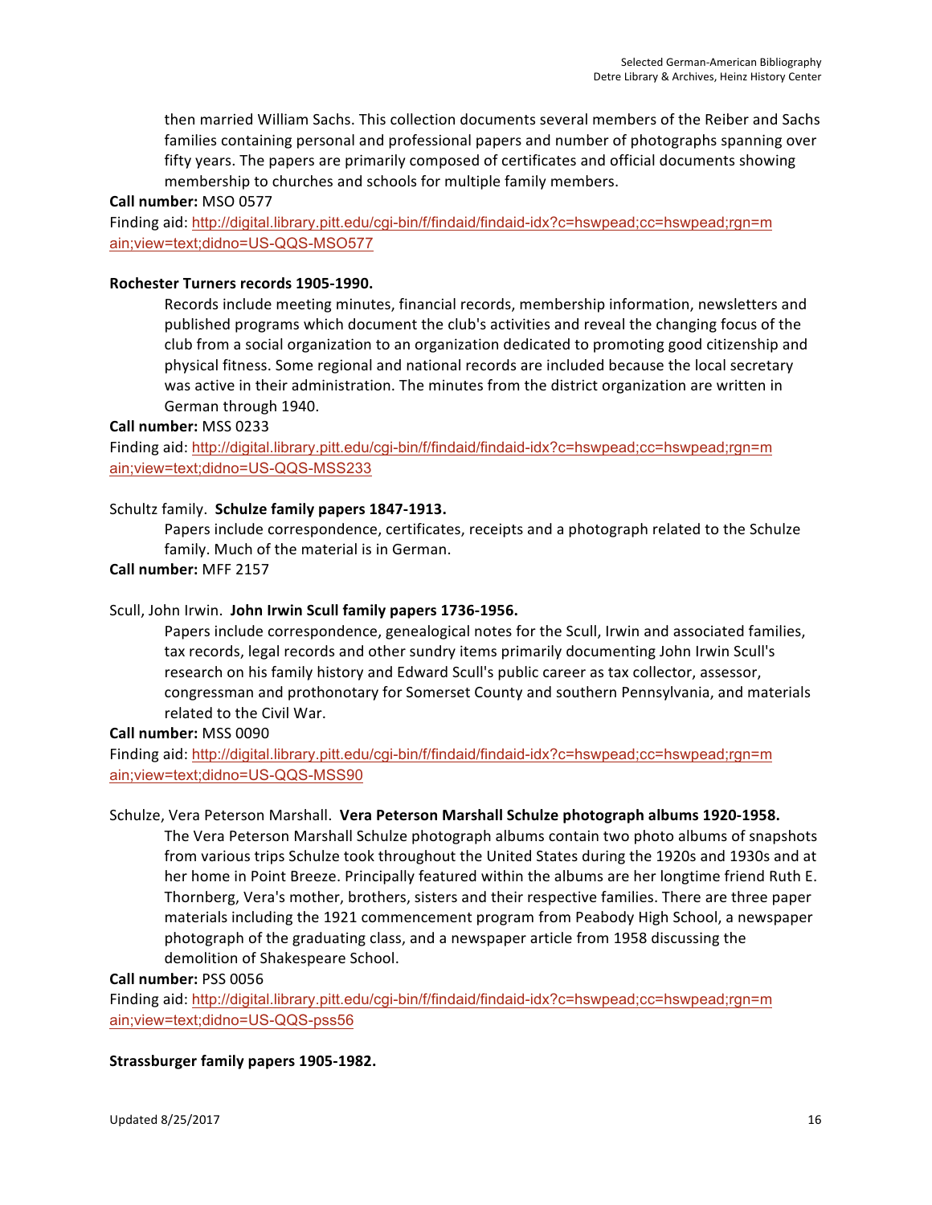then married William Sachs. This collection documents several members of the Reiber and Sachs families containing personal and professional papers and number of photographs spanning over fifty years. The papers are primarily composed of certificates and official documents showing membership to churches and schools for multiple family members.

**Call number:** MSO 0577

Finding aid: http://digital.library.pitt.edu/cgi-bin/f/findaid/findaid-idx?c=hswpead;cc=hswpead;rgn=main;view=text;didno=US-QQS-MSO577

**Rochester Turners records 1905-1990.**

Records include meeting minutes, financial records, membership information, newsletters and published programs which document the club's activities and reveal the changing focus of the club from a social organization to an organization dedicated to promoting good citizenship and physical fitness. Some regional and national records are included because the local secretary was active in their administration. The minutes from the district organization are written in German through 1940.

**Call number:** MSS 0233

Finding aid: http://digital.library.pitt.edu/cgi-bin/f/findaid/findaid-idx?c=hswpead;cc=hswpead;rgn=main;view=text;didno=US-QQS-MSS233

Schultz family. **Schulze family papers 1847-1913.**

Papers include correspondence, certificates, receipts and a photograph related to the Schulze family. Much of the material is in German.

**Call number:** MFF 2157

Scull, John Irwin. **John Irwin Scull family papers 1736-1956.**

Papers include correspondence, genealogical notes for the Scull, Irwin and associated families, tax records, legal records and other sundry items primarily documenting John Irwin Scull's research on his family history and Edward Scull's public career as tax collector, assessor, congressman and prothonotary for Somerset County and southern Pennsylvania, and materials related to the Civil War.

**Call number:** MSS 0090

Finding aid: http://digital.library.pitt.edu/cgi-bin/f/findaid/findaid-idx?c=hswpead;cc=hswpead;rgn=main;view=text;didno=US-QQS-MSS90

Schulze, Vera Peterson Marshall. **Vera Peterson Marshall Schulze photograph albums 1920-1958.**

The Vera Peterson Marshall Schulze photograph albums contain two photo albums of snapshots from various trips Schulze took throughout the United States during the 1920s and 1930s and at her home in Point Breeze. Principally featured within the albums are her longtime friend Ruth E. Thornberg, Vera's mother, brothers, sisters and their respective families. There are three paper materials including the 1921 commencement program from Peabody High School, a newspaper photograph of the graduating class, and a newspaper article from 1958 discussing the demolition of Shakespeare School.

**Call number:** PSS 0056

Finding aid: http://digital.library.pitt.edu/cgi-bin/f/findaid/findaid-idx?c=hswpead;cc=hswpead;rgn=main;view=text;didno=US-QQS-pss56

**Strassburger family papers 1905-1982.**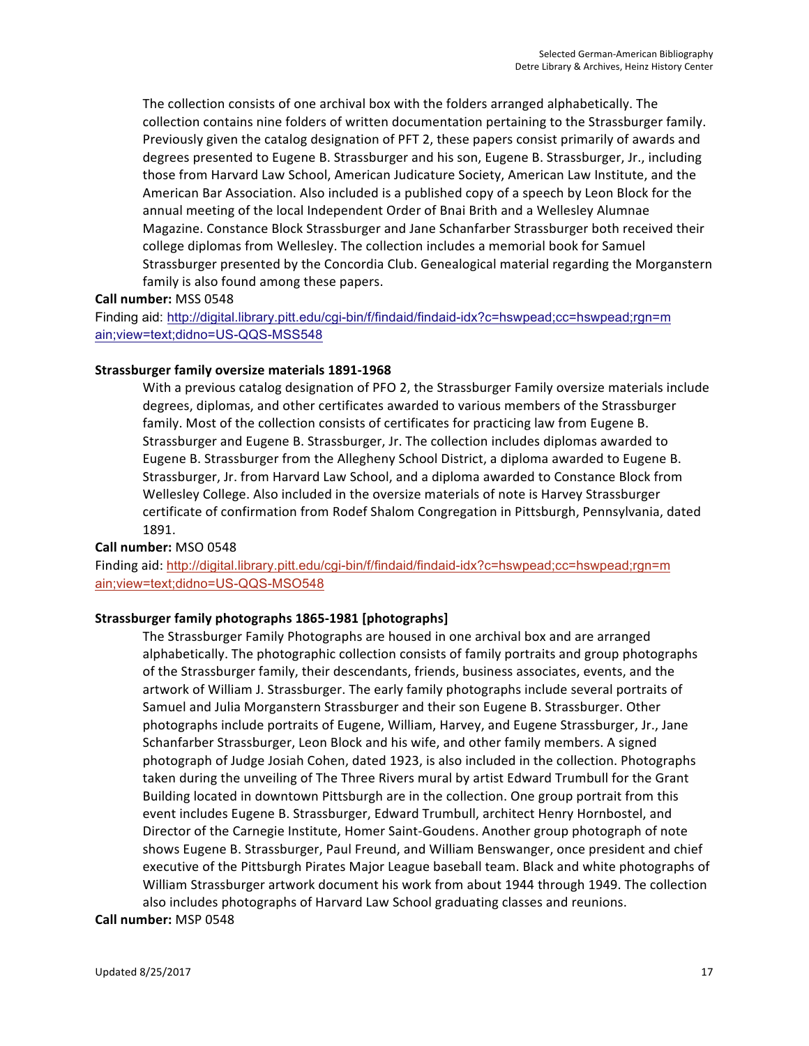The collection consists of one archival box with the folders arranged alphabetically. The collection contains nine folders of written documentation pertaining to the Strassburger family. Previously given the catalog designation of PFT 2, these papers consist primarily of awards and degrees presented to Eugene B. Strassburger and his son, Eugene B. Strassburger, Jr., including those from Harvard Law School, American Judicature Society, American Law Institute, and the American Bar Association. Also included is a published copy of a speech by Leon Block for the annual meeting of the local Independent Order of Bnai Brith and a Wellesley Alumnae Magazine. Constance Block Strassburger and Jane Schanfarber Strassburger both received their college diplomas from Wellesley. The collection includes a memorial book for Samuel Strassburger presented by the Concordia Club. Genealogical material regarding the Morganstern family is also found among these papers.

**Call number:** MSS 0548

Finding aid: http://digital.library.pitt.edu/cgi-bin/f/findaid/findaid-idx?c=hswpead;cc=hswpead;rgn=main;view=text;didno=US-QQS-MSS548

**Strassburger family oversize materials 1891-1968**

With a previous catalog designation of PFO 2, the Strassburger Family oversize materials include degrees, diplomas, and other certificates awarded to various members of the Strassburger family. Most of the collection consists of certificates for practicing law from Eugene B. Strassburger and Eugene B. Strassburger, Jr. The collection includes diplomas awarded to Eugene B. Strassburger from the Allegheny School District, a diploma awarded to Eugene B. Strassburger, Jr. from Harvard Law School, and a diploma awarded to Constance Block from Wellesley College. Also included in the oversize materials of note is Harvey Strassburger certificate of confirmation from Rodef Shalom Congregation in Pittsburgh, Pennsylvania, dated 1891.

**Call number:** MSO 0548

Finding aid: http://digital.library.pitt.edu/cgi-bin/f/findaid/findaid-idx?c=hswpead;cc=hswpead;rgn=main;view=text;didno=US-QQS-MSO548

**Strassburger family photographs 1865-1981 [photographs]**

The Strassburger Family Photographs are housed in one archival box and are arranged alphabetically. The photographic collection consists of family portraits and group photographs of the Strassburger family, their descendants, friends, business associates, events, and the artwork of William J. Strassburger. The early family photographs include several portraits of Samuel and Julia Morganstern Strassburger and their son Eugene B. Strassburger. Other photographs include portraits of Eugene, William, Harvey, and Eugene Strassburger, Jr., Jane Schanfarber Strassburger, Leon Block and his wife, and other family members. A signed photograph of Judge Josiah Cohen, dated 1923, is also included in the collection. Photographs taken during the unveiling of The Three Rivers mural by artist Edward Trumbull for the Grant Building located in downtown Pittsburgh are in the collection. One group portrait from this event includes Eugene B. Strassburger, Edward Trumbull, architect Henry Hornbostel, and Director of the Carnegie Institute, Homer Saint-Goudens. Another group photograph of note shows Eugene B. Strassburger, Paul Freund, and William Benswanger, once president and chief executive of the Pittsburgh Pirates Major League baseball team. Black and white photographs of William Strassburger artwork document his work from about 1944 through 1949. The collection also includes photographs of Harvard Law School graduating classes and reunions.

**Call number:** MSP 0548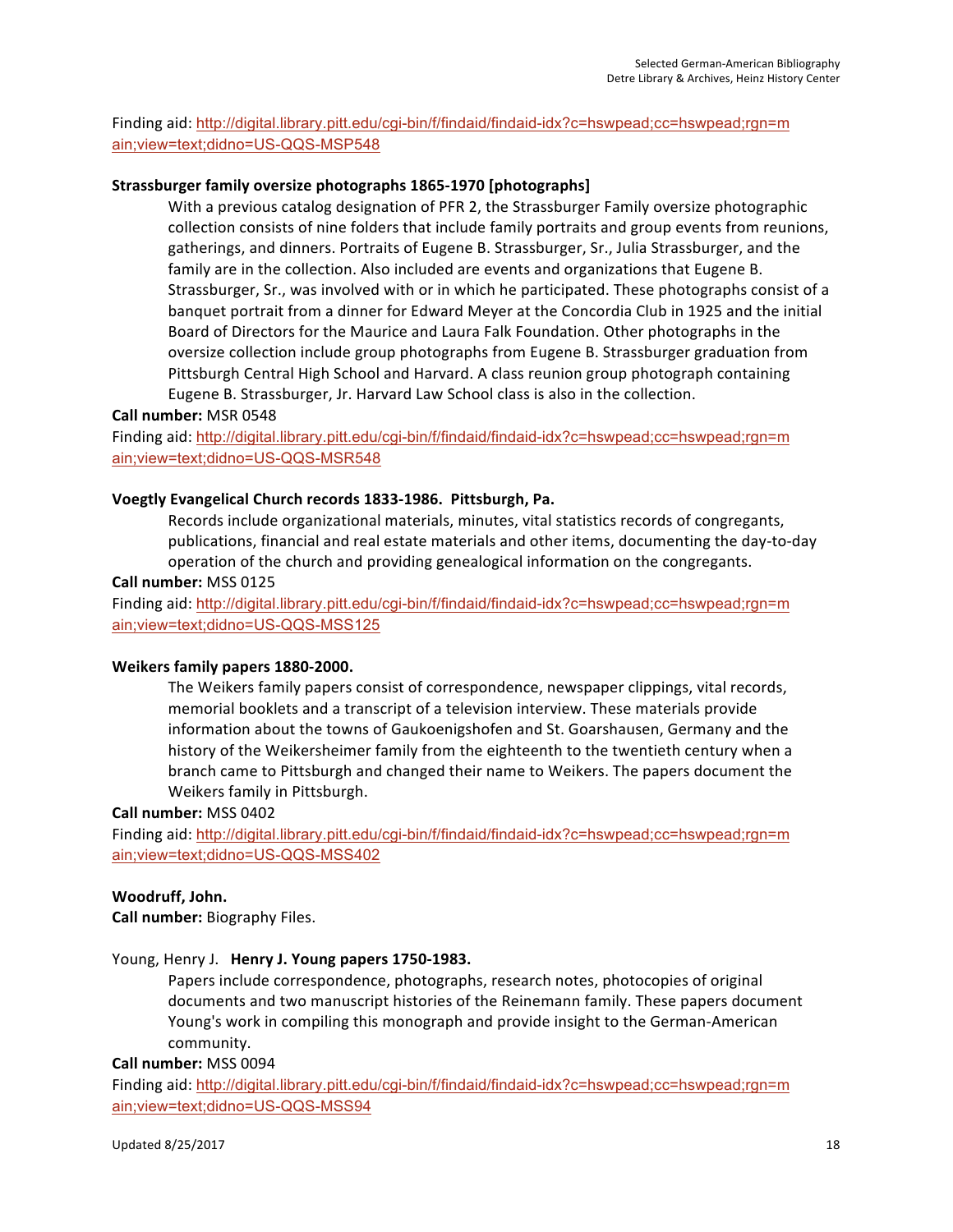Finding aid: [http://digital.library.pitt.edu/cgi-bin/f/findaid/findaid-idx?c=hswpead;cc=hswpead;rgn=main;view=text;didno=US-QQS-MSP548](http://digital.library.pitt.edu/cgi-bin/f/findaid/findaid-idx?c=hswpead;cc=hswpead;rgn=main;view=text;didno=US-QQS-MSP548)

**Strassburger family oversize photographs 1865-1970 [photographs]**

With a previous catalog designation of PFR 2, the Strassburger Family oversize photographic collection consists of nine folders that include family portraits and group events from reunions, gatherings, and dinners. Portraits of Eugene B. Strassburger, Sr., Julia Strassburger, and the family are in the collection. Also included are events and organizations that Eugene B. Strassburger, Sr., was involved with or in which he participated. These photographs consist of a banquet portrait from a dinner for Edward Meyer at the Concordia Club in 1925 and the initial Board of Directors for the Maurice and Laura Falk Foundation. Other photographs in the oversize collection include group photographs from Eugene B. Strassburger graduation from Pittsburgh Central High School and Harvard. A class reunion group photograph containing Eugene B. Strassburger, Jr. Harvard Law School class is also in the collection.

**Call number:** MSR 0548

Finding aid: [http://digital.library.pitt.edu/cgi-bin/f/findaid/findaid-idx?c=hswpead;cc=hswpead;rgn=main;view=text;didno=US-QQS-MSR548](http://digital.library.pitt.edu/cgi-bin/f/findaid/findaid-idx?c=hswpead;cc=hswpead;rgn=main;view=text;didno=US-QQS-MSR548)

**Voegtly Evangelical Church records 1833-1986. Pittsburgh, Pa.**

Records include organizational materials, minutes, vital statistics records of congregants, publications, financial and real estate materials and other items, documenting the day-to-day operation of the church and providing genealogical information on the congregants.

**Call number:** MSS 0125

Finding aid: [http://digital.library.pitt.edu/cgi-bin/f/findaid/findaid-idx?c=hswpead;cc=hswpead;rgn=main;view=text;didno=US-QQS-MSS125](http://digital.library.pitt.edu/cgi-bin/f/findaid/findaid-idx?c=hswpead;cc=hswpead;rgn=main;view=text;didno=US-QQS-MSS125)

**Weikers family papers 1880-2000.**

The Weikers family papers consist of correspondence, newspaper clippings, vital records, memorial booklets and a transcript of a television interview. These materials provide information about the towns of Gaukoenigshofen and St. Goarshausen, Germany and the history of the Weikersheimer family from the eighteenth to the twentieth century when a branch came to Pittsburgh and changed their name to Weikers. The papers document the Weikers family in Pittsburgh.

**Call number:** MSS 0402

Finding aid: [http://digital.library.pitt.edu/cgi-bin/f/findaid/findaid-idx?c=hswpead;cc=hswpead;rgn=main;view=text;didno=US-QQS-MSS402](http://digital.library.pitt.edu/cgi-bin/f/findaid/findaid-idx?c=hswpead;cc=hswpead;rgn=main;view=text;didno=US-QQS-MSS402)

**Woodruff, John.**

**Call number:** Biography Files.

Young, Henry J. **Henry J. Young papers 1750-1983.**

Papers include correspondence, photographs, research notes, photocopies of original documents and two manuscript histories of the Reinemann family. These papers document Young's work in compiling this monograph and provide insight to the German-American community.

**Call number:** MSS 0094

Finding aid: [http://digital.library.pitt.edu/cgi-bin/f/findaid/findaid-idx?c=hswpead;cc=hswpead;rgn=main;view=text;didno=US-QQS-MSS94](http://digital.library.pitt.edu/cgi-bin/f/findaid/findaid-idx?c=hswpead;cc=hswpead;rgn=main;view=text;didno=US-QQS-MSS94)

Updated 8/25/2017